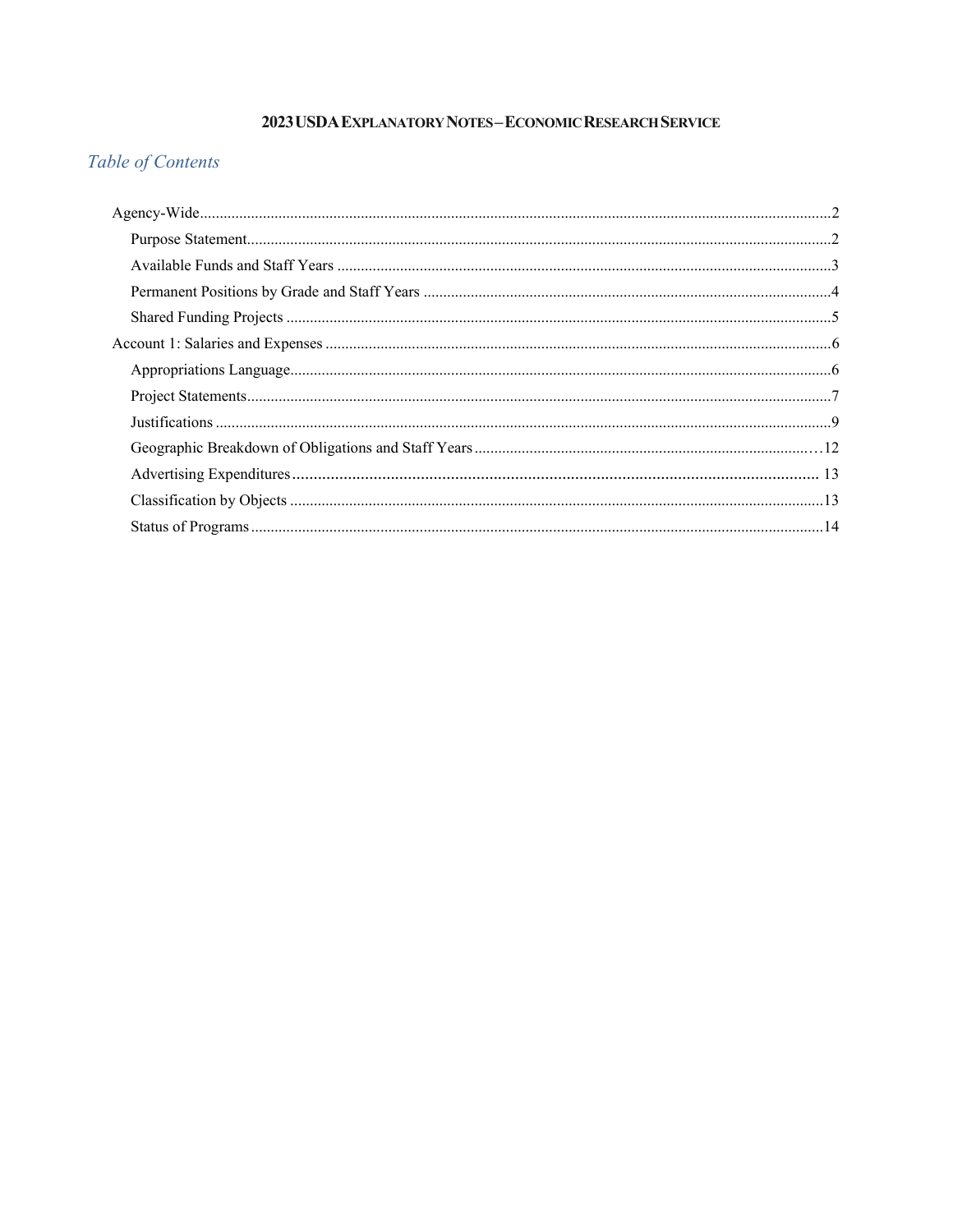# 2023 USDA EXPLANATORY NOTES – ECONOMIC RESEARCH SERVICE

## *Table of Contents*

- Agency-Wide ....................................................................................................................................2
  - Purpose Statement..........................................................................................................................2
  - Available Funds and Staff Years ....................................................................................................3
  - Permanent Positions by Grade and Staff Years .............................................................................4
  - Shared Funding Projects ................................................................................................................5
- Account 1: Salaries and Expenses .....................................................................................................6
  - Appropriations Language...............................................................................................................6
  - Project Statements..........................................................................................................................7
  - Justifications ..................................................................................................................................9
  - Geographic Breakdown of Obligations and Staff Years...............................................................12
  - Advertising Expenditures .............................................................................................................13
  - Classification by Objects ..............................................................................................................13
  - Status of Programs ........................................................................................................................14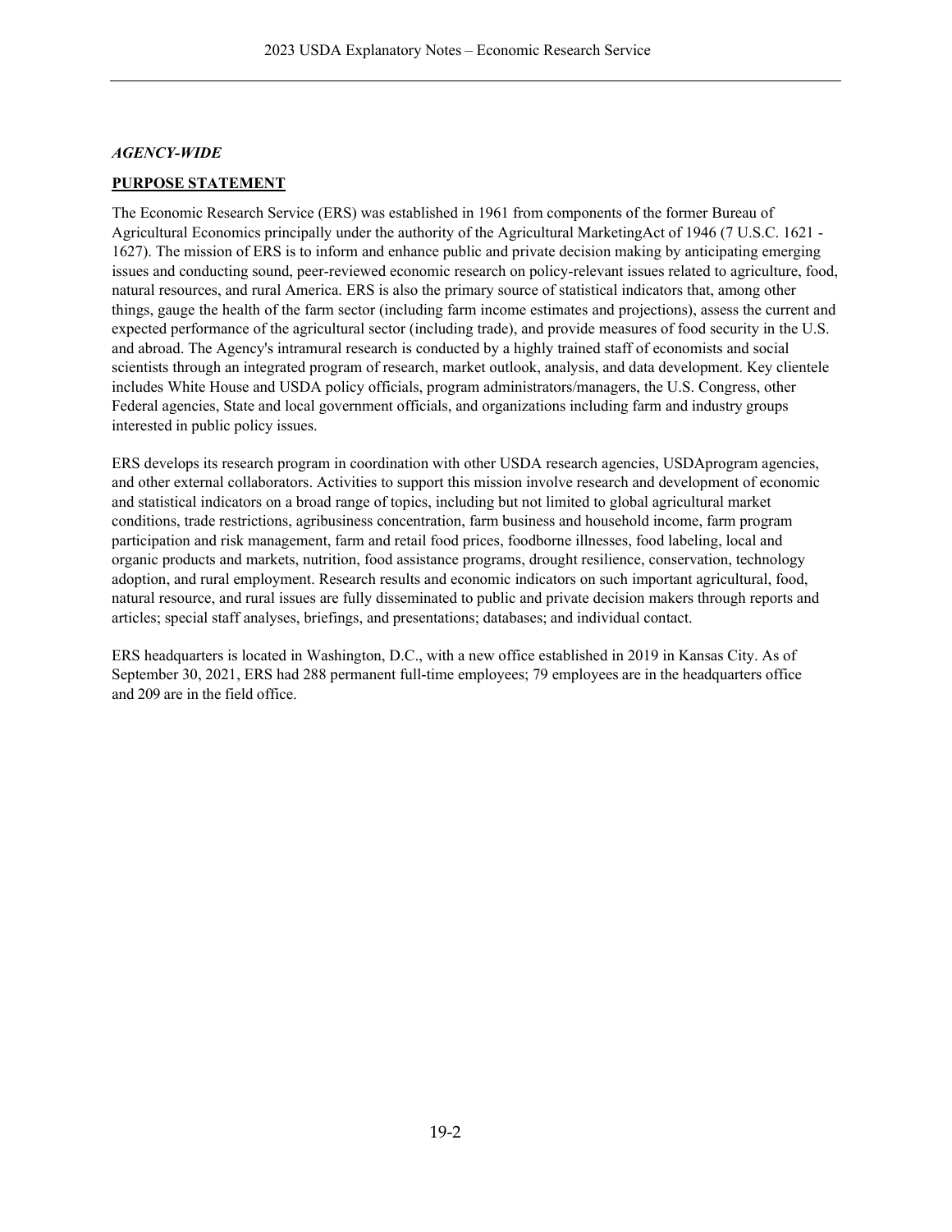***AGENCY-WIDE***

**PURPOSE STATEMENT**

The Economic Research Service (ERS) was established in 1961 from components of the former Bureau of Agricultural Economics principally under the authority of the Agricultural MarketingAct of 1946 (7 U.S.C. 1621 - 1627). The mission of ERS is to inform and enhance public and private decision making by anticipating emerging issues and conducting sound, peer-reviewed economic research on policy-relevant issues related to agriculture, food, natural resources, and rural America. ERS is also the primary source of statistical indicators that, among other things, gauge the health of the farm sector (including farm income estimates and projections), assess the current and expected performance of the agricultural sector (including trade), and provide measures of food security in the U.S. and abroad. The Agency's intramural research is conducted by a highly trained staff of economists and social scientists through an integrated program of research, market outlook, analysis, and data development. Key clientele includes White House and USDA policy officials, program administrators/managers, the U.S. Congress, other Federal agencies, State and local government officials, and organizations including farm and industry groups interested in public policy issues.

ERS develops its research program in coordination with other USDA research agencies, USDAprogram agencies, and other external collaborators. Activities to support this mission involve research and development of economic and statistical indicators on a broad range of topics, including but not limited to global agricultural market conditions, trade restrictions, agribusiness concentration, farm business and household income, farm program participation and risk management, farm and retail food prices, foodborne illnesses, food labeling, local and organic products and markets, nutrition, food assistance programs, drought resilience, conservation, technology adoption, and rural employment. Research results and economic indicators on such important agricultural, food, natural resource, and rural issues are fully disseminated to public and private decision makers through reports and articles; special staff analyses, briefings, and presentations; databases; and individual contact.

ERS headquarters is located in Washington, D.C., with a new office established in 2019 in Kansas City. As of September 30, 2021, ERS had 288 permanent full-time employees; 79 employees are in the headquarters office and 209 are in the field office.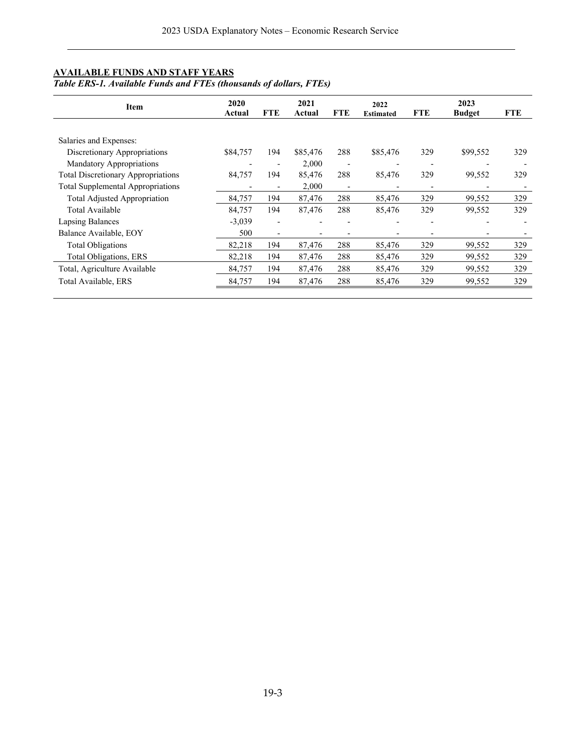## AVAILABLE FUNDS AND STAFF YEARS

***Table ERS-1. Available Funds and FTEs (thousands of dollars, FTEs)***

| Item | 2020 Actual | FTE | 2021 Actual | FTE | 2022 Estimated | FTE | 2023 Budget | FTE |
|---|---|---|---|---|---|---|---|---|
| Salaries and Expenses: | | | | | | | | |
| Discretionary Appropriations | $84,757 | 194 | $85,476 | 288 | $85,476 | 329 | $99,552 | 329 |
| Mandatory Appropriations | - | - | 2,000 | - | - | - | - | - |
| Total Discretionary Appropriations | 84,757 | 194 | 85,476 | 288 | 85,476 | 329 | 99,552 | 329 |
| Total Supplemental Appropriations | - | - | 2,000 | - | - | - | - | - |
| Total Adjusted Appropriation | 84,757 | 194 | 87,476 | 288 | 85,476 | 329 | 99,552 | 329 |
| Total Available | 84,757 | 194 | 87,476 | 288 | 85,476 | 329 | 99,552 | 329 |
| Lapsing Balances | -3,039 | - | - | - | - | - | - | - |
| Balance Available, EOY | 500 | - | - | - | - | - | - | - |
| Total Obligations | 82,218 | 194 | 87,476 | 288 | 85,476 | 329 | 99,552 | 329 |
| Total Obligations, ERS | 82,218 | 194 | 87,476 | 288 | 85,476 | 329 | 99,552 | 329 |
| Total, Agriculture Available | 84,757 | 194 | 87,476 | 288 | 85,476 | 329 | 99,552 | 329 |
| Total Available, ERS | 84,757 | 194 | 87,476 | 288 | 85,476 | 329 | 99,552 | 329 |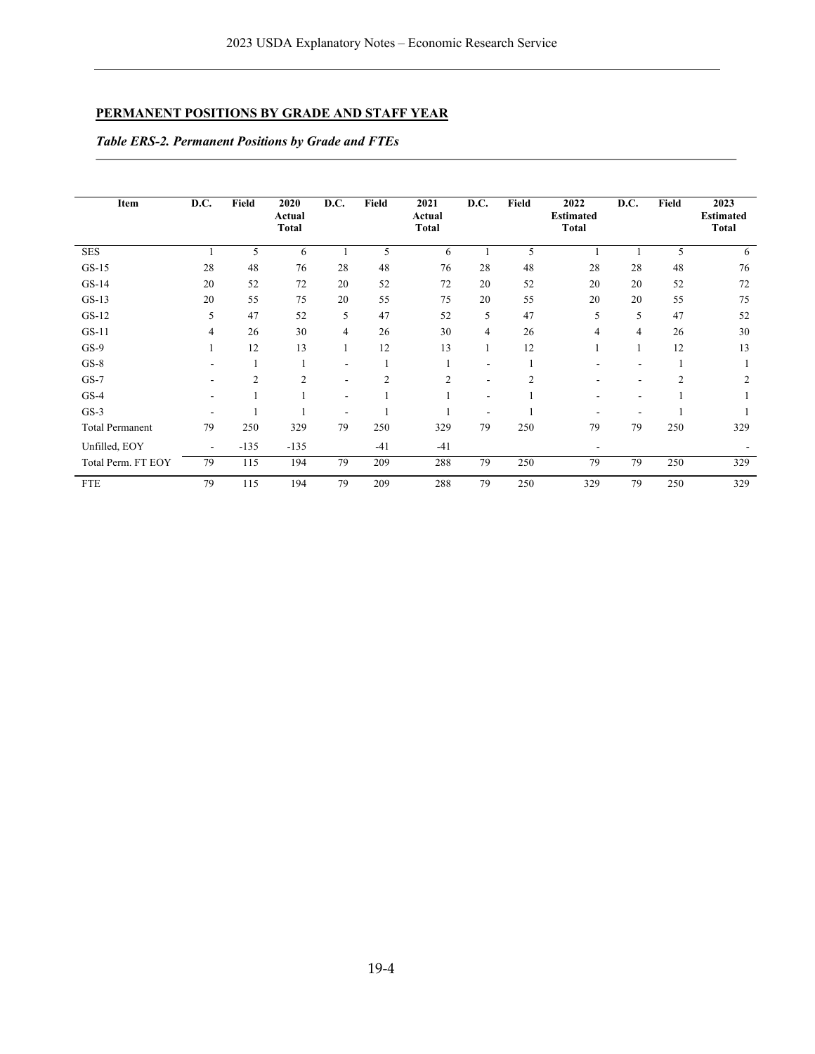## PERMANENT POSITIONS BY GRADE AND STAFF YEAR

*Table ERS-2. Permanent Positions by Grade and FTEs*

| Item | D.C. | Field | 2020 Actual Total | D.C. | Field | 2021 Actual Total | D.C. | Field | 2022 Estimated Total | D.C. | Field | 2023 Estimated Total |
|---|---|---|---|---|---|---|---|---|---|---|---|---|
| SES | 1 | 5 | 6 | 1 | 5 | 6 | 1 | 5 | 1 | 1 | 5 | 6 |
| GS-15 | 28 | 48 | 76 | 28 | 48 | 76 | 28 | 48 | 28 | 28 | 48 | 76 |
| GS-14 | 20 | 52 | 72 | 20 | 52 | 72 | 20 | 52 | 20 | 20 | 52 | 72 |
| GS-13 | 20 | 55 | 75 | 20 | 55 | 75 | 20 | 55 | 20 | 20 | 55 | 75 |
| GS-12 | 5 | 47 | 52 | 5 | 47 | 52 | 5 | 47 | 5 | 5 | 47 | 52 |
| GS-11 | 4 | 26 | 30 | 4 | 26 | 30 | 4 | 26 | 4 | 4 | 26 | 30 |
| GS-9 | 1 | 12 | 13 | 1 | 12 | 13 | 1 | 12 | 1 | 1 | 12 | 13 |
| GS-8 | - | 1 | 1 | - | 1 | 1 | - | 1 | - | - | 1 | 1 |
| GS-7 | - | 2 | 2 | - | 2 | 2 | - | 2 | - | - | 2 | 2 |
| GS-4 | - | 1 | 1 | - | 1 | 1 | - | 1 | - | - | 1 | 1 |
| GS-3 | - | 1 | 1 | - | 1 | 1 | - | 1 | - | - | 1 | 1 |
| Total Permanent | 79 | 250 | 329 | 79 | 250 | 329 | 79 | 250 | 79 | 79 | 250 | 329 |
| Unfilled, EOY | - | -135 | -135 | | -41 | -41 | | | - | | | - |
| Total Perm. FT EOY | 79 | 115 | 194 | 79 | 209 | 288 | 79 | 250 | 79 | 79 | 250 | 329 |
| FTE | 79 | 115 | 194 | 79 | 209 | 288 | 79 | 250 | 329 | 79 | 250 | 329 |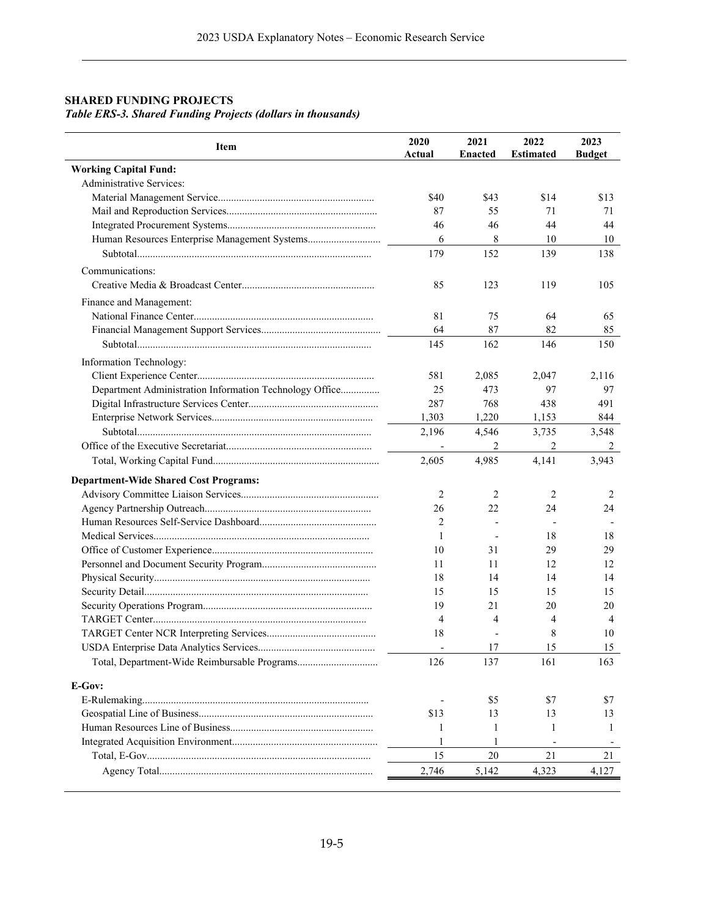## SHARED FUNDING PROJECTS

*Table ERS-3. Shared Funding Projects (dollars in thousands)*

| Item | 2020 Actual | 2021 Enacted | 2022 Estimated | 2023 Budget |
|---|---|---|---|---|
| **Working Capital Fund:** | | | | |
| Administrative Services: | | | | |
| Material Management Service | $40 | $43 | $14 | $13 |
| Mail and Reproduction Services | 87 | 55 | 71 | 71 |
| Integrated Procurement Systems | 46 | 46 | 44 | 44 |
| Human Resources Enterprise Management Systems | 6 | 8 | 10 | 10 |
| Subtotal | 179 | 152 | 139 | 138 |
| Communications: | | | | |
| Creative Media & Broadcast Center | 85 | 123 | 119 | 105 |
| Finance and Management: | | | | |
| National Finance Center | 81 | 75 | 64 | 65 |
| Financial Management Support Services | 64 | 87 | 82 | 85 |
| Subtotal | 145 | 162 | 146 | 150 |
| Information Technology: | | | | |
| Client Experience Center | 581 | 2,085 | 2,047 | 2,116 |
| Department Administration Information Technology Office | 25 | 473 | 97 | 97 |
| Digital Infrastructure Services Center | 287 | 768 | 438 | 491 |
| Enterprise Network Services | 1,303 | 1,220 | 1,153 | 844 |
| Subtotal | 2,196 | 4,546 | 3,735 | 3,548 |
| Office of the Executive Secretariat | - | 2 | 2 | 2 |
| Total, Working Capital Fund | 2,605 | 4,985 | 4,141 | 3,943 |
| **Department-Wide Shared Cost Programs:** | | | | |
| Advisory Committee Liaison Services | 2 | 2 | 2 | 2 |
| Agency Partnership Outreach | 26 | 22 | 24 | 24 |
| Human Resources Self-Service Dashboard | 2 | - | - | - |
| Medical Services | 1 | - | 18 | 18 |
| Office of Customer Experience | 10 | 31 | 29 | 29 |
| Personnel and Document Security Program | 11 | 11 | 12 | 12 |
| Physical Security | 18 | 14 | 14 | 14 |
| Security Detail | 15 | 15 | 15 | 15 |
| Security Operations Program | 19 | 21 | 20 | 20 |
| TARGET Center | 4 | 4 | 4 | 4 |
| TARGET Center NCR Interpreting Services | 18 | - | 8 | 10 |
| USDA Enterprise Data Analytics Services | - | 17 | 15 | 15 |
| Total, Department-Wide Reimbursable Programs | 126 | 137 | 161 | 163 |
| **E-Gov:** | | | | |
| E-Rulemaking | - | $5 | $7 | $7 |
| Geospatial Line of Business | $13 | 13 | 13 | 13 |
| Human Resources Line of Business | 1 | 1 | 1 | 1 |
| Integrated Acquisition Environment | 1 | 1 | - | - |
| Total, E-Gov | 15 | 20 | 21 | 21 |
| Agency Total | 2,746 | 5,142 | 4,323 | 4,127 |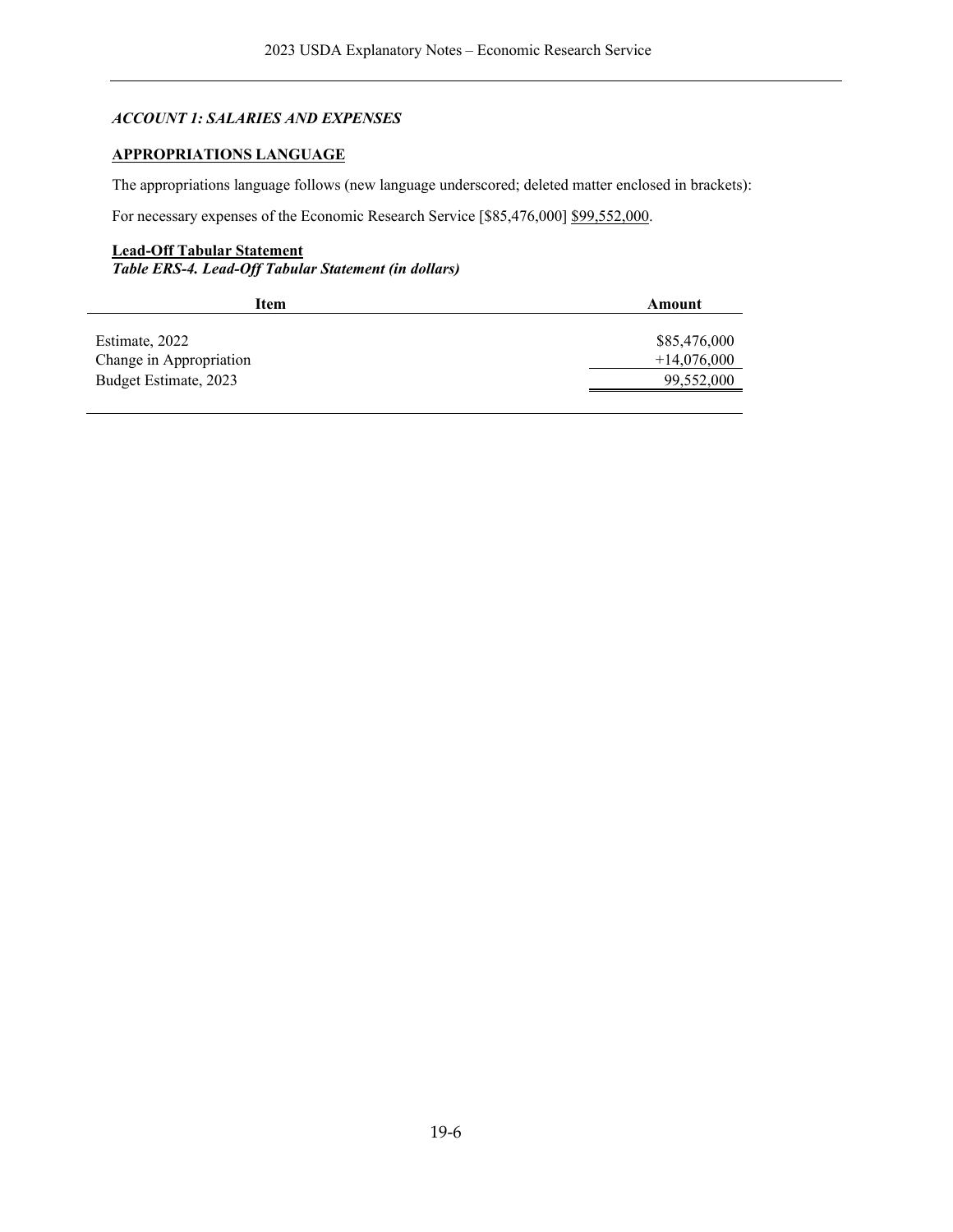*ACCOUNT 1: SALARIES AND EXPENSES*

**APPROPRIATIONS LANGUAGE**

The appropriations language follows (new language underscored; deleted matter enclosed in brackets):

For necessary expenses of the Economic Research Service [$85,476,000] <u>$99,552,000</u>.

**Lead-Off Tabular Statement**

***Table ERS-4. Lead-Off Tabular Statement (in dollars)***

| Item | Amount |
|---|---|
| Estimate, 2022 | $85,476,000 |
| Change in Appropriation | +14,076,000 |
| Budget Estimate, 2023 | 99,552,000 |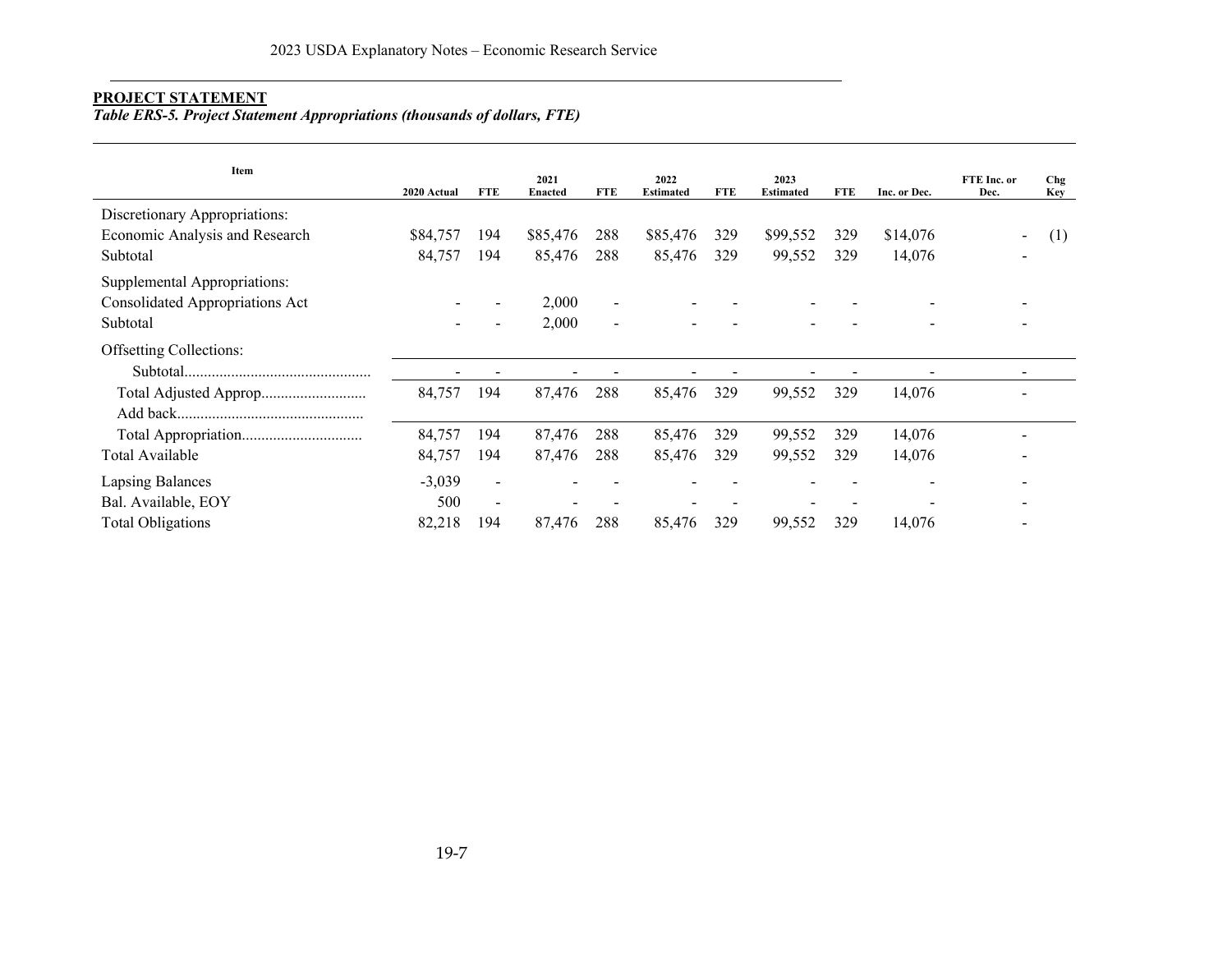**PROJECT STATEMENT**

***Table ERS-5. Project Statement Appropriations (thousands of dollars, FTE)***

| Item | 2020 Actual | FTE | 2021 Enacted | FTE | 2022 Estimated | FTE | 2023 Estimated | FTE | Inc. or Dec. | FTE Inc. or Dec. | Chg Key |
|---|---|---|---|---|---|---|---|---|---|---|---|
| Discretionary Appropriations: | | | | | | | | | | | |
| Economic Analysis and Research | $84,757 | 194 | $85,476 | 288 | $85,476 | 329 | $99,552 | 329 | $14,076 | - | (1) |
| Subtotal | 84,757 | 194 | 85,476 | 288 | 85,476 | 329 | 99,552 | 329 | 14,076 | - | |
| Supplemental Appropriations: | | | | | | | | | | | |
| Consolidated Appropriations Act | - | - | 2,000 | - | - | - | - | - | - | - | |
| Subtotal | - | - | 2,000 | - | - | - | - | - | - | - | |
| Offsetting Collections: | | | | | | | | | | | |
| Subtotal | - | - | - | - | - | - | - | - | - | - | |
| Total Adjusted Approp | 84,757 | 194 | 87,476 | 288 | 85,476 | 329 | 99,552 | 329 | 14,076 | - | |
| Add back | | | | | | | | | | | |
| Total Appropriation | 84,757 | 194 | 87,476 | 288 | 85,476 | 329 | 99,552 | 329 | 14,076 | - | |
| Total Available | 84,757 | 194 | 87,476 | 288 | 85,476 | 329 | 99,552 | 329 | 14,076 | - | |
| Lapsing Balances | -3,039 | - | - | - | - | - | - | - | - | - | |
| Bal. Available, EOY | 500 | - | - | - | - | - | - | - | - | - | |
| Total Obligations | 82,218 | 194 | 87,476 | 288 | 85,476 | 329 | 99,552 | 329 | 14,076 | - | |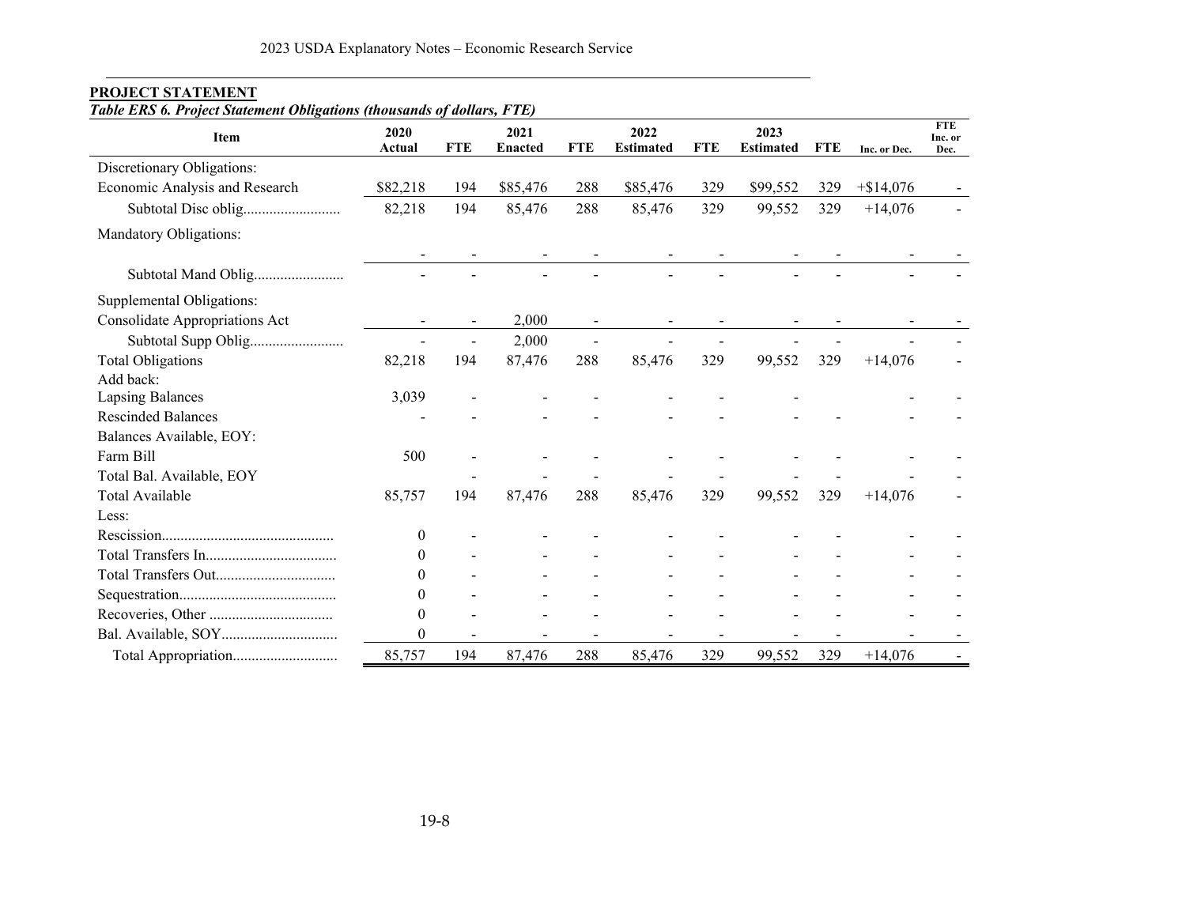**PROJECT STATEMENT**

***Table ERS 6. Project Statement Obligations (thousands of dollars, FTE)***

| Item | 2020 Actual | FTE | 2021 Enacted | FTE | 2022 Estimated | FTE | 2023 Estimated | FTE | Inc. or Dec. | FTE Inc. or Dec. |
|---|---|---|---|---|---|---|---|---|---|---|
| Discretionary Obligations: | | | | | | | | | | |
| Economic Analysis and Research | $82,218 | 194 | $85,476 | 288 | $85,476 | 329 | $99,552 | 329 | +$14,076 | - |
| Subtotal Disc oblig.......................... | 82,218 | 194 | 85,476 | 288 | 85,476 | 329 | 99,552 | 329 | +14,076 | - |
| Mandatory Obligations: | | | | | | | | | | |
| | - | - | - | - | - | - | - | - | - | - |
| Subtotal Mand Oblig........................ | - | - | - | - | - | - | - | - | - | - |
| Supplemental Obligations: | | | | | | | | | | |
| Consolidate Appropriations Act | - | - | 2,000 | - | - | - | - | - | - | - |
| Subtotal Supp Oblig......................... | - | - | 2,000 | - | - | - | - | - | - | - |
| Total Obligations | 82,218 | 194 | 87,476 | 288 | 85,476 | 329 | 99,552 | 329 | +14,076 | - |
| Add back: | | | | | | | | | | |
| Lapsing Balances | 3,039 | - | - | - | - | - | - | | - | - |
| Rescinded Balances | - | - | - | - | - | - | - | - | - | - |
| Balances Available, EOY: | | | | | | | | | | |
| Farm Bill | 500 | - | - | - | - | - | - | - | - | - |
| Total Bal. Available, EOY | | - | - | - | - | - | - | - | - | - |
| Total Available | 85,757 | 194 | 87,476 | 288 | 85,476 | 329 | 99,552 | 329 | +14,076 | - |
| Less: | | | | | | | | | | |
| Rescission............................................. | 0 | - | - | - | - | - | - | - | - | - |
| Total Transfers In.................................. | 0 | - | - | - | - | - | - | - | - | - |
| Total Transfers Out............................... | 0 | - | - | - | - | - | - | - | - | - |
| Sequestration......................................... | 0 | - | - | - | - | - | - | - | - | - |
| Recoveries, Other ................................ | 0 | - | - | - | - | - | - | - | - | - |
| Bal. Available, SOY.............................. | 0 | - | - | - | - | - | - | - | - | - |
| Total Appropriation........................... | 85,757 | 194 | 87,476 | 288 | 85,476 | 329 | 99,552 | 329 | +14,076 | - |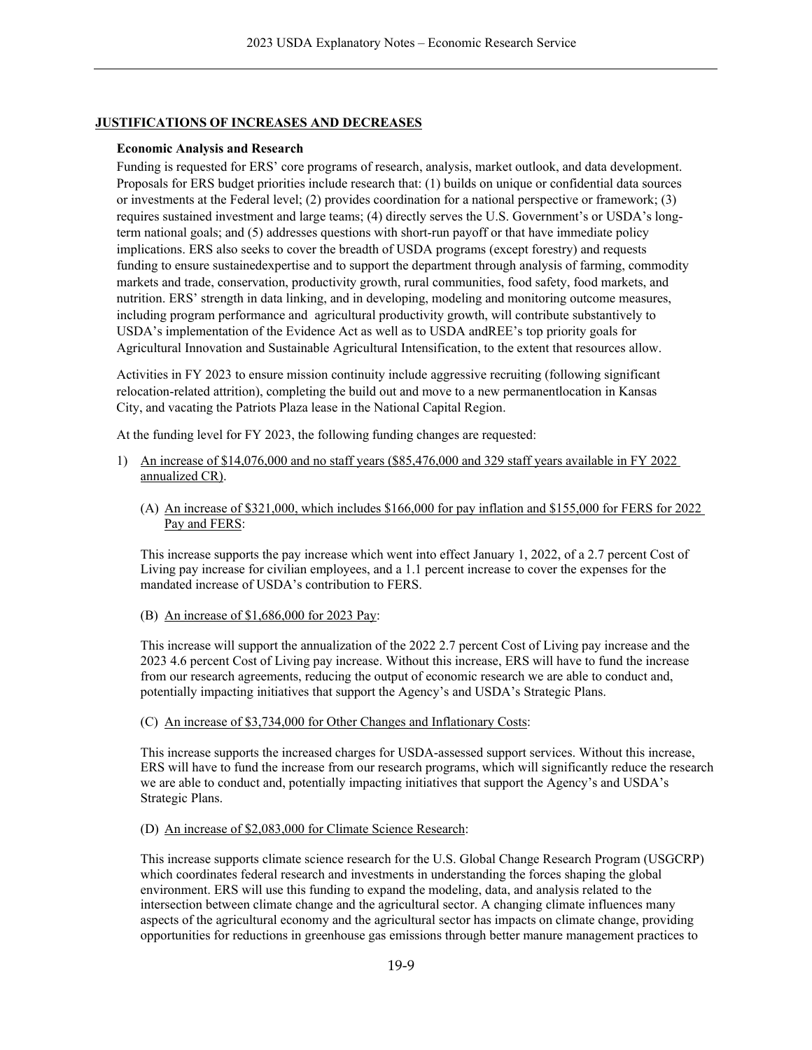## JUSTIFICATIONS OF INCREASES AND DECREASES

### Economic Analysis and Research

Funding is requested for ERS' core programs of research, analysis, market outlook, and data development. Proposals for ERS budget priorities include research that: (1) builds on unique or confidential data sources or investments at the Federal level; (2) provides coordination for a national perspective or framework; (3) requires sustained investment and large teams; (4) directly serves the U.S. Government's or USDA's long-term national goals; and (5) addresses questions with short-run payoff or that have immediate policy implications. ERS also seeks to cover the breadth of USDA programs (except forestry) and requests funding to ensure sustainedexpertise and to support the department through analysis of farming, commodity markets and trade, conservation, productivity growth, rural communities, food safety, food markets, and nutrition. ERS' strength in data linking, and in developing, modeling and monitoring outcome measures, including program performance and agricultural productivity growth, will contribute substantively to USDA's implementation of the Evidence Act as well as to USDA andREE's top priority goals for Agricultural Innovation and Sustainable Agricultural Intensification, to the extent that resources allow.

Activities in FY 2023 to ensure mission continuity include aggressive recruiting (following significant relocation-related attrition), completing the build out and move to a new permanentlocation in Kansas City, and vacating the Patriots Plaza lease in the National Capital Region.

At the funding level for FY 2023, the following funding changes are requested:

1) An increase of $14,076,000 and no staff years ($85,476,000 and 329 staff years available in FY 2022 annualized CR).

   (A) An increase of $321,000, which includes $166,000 for pay inflation and $155,000 for FERS for 2022 Pay and FERS:

   This increase supports the pay increase which went into effect January 1, 2022, of a 2.7 percent Cost of Living pay increase for civilian employees, and a 1.1 percent increase to cover the expenses for the mandated increase of USDA's contribution to FERS.

   (B) An increase of $1,686,000 for 2023 Pay:

   This increase will support the annualization of the 2022 2.7 percent Cost of Living pay increase and the 2023 4.6 percent Cost of Living pay increase. Without this increase, ERS will have to fund the increase from our research agreements, reducing the output of economic research we are able to conduct and, potentially impacting initiatives that support the Agency's and USDA's Strategic Plans.

   (C) An increase of $3,734,000 for Other Changes and Inflationary Costs:

   This increase supports the increased charges for USDA-assessed support services. Without this increase, ERS will have to fund the increase from our research programs, which will significantly reduce the research we are able to conduct and, potentially impacting initiatives that support the Agency's and USDA's Strategic Plans.

   (D) An increase of $2,083,000 for Climate Science Research:

   This increase supports climate science research for the U.S. Global Change Research Program (USGCRP) which coordinates federal research and investments in understanding the forces shaping the global environment. ERS will use this funding to expand the modeling, data, and analysis related to the intersection between climate change and the agricultural sector. A changing climate influences many aspects of the agricultural economy and the agricultural sector has impacts on climate change, providing opportunities for reductions in greenhouse gas emissions through better manure management practices to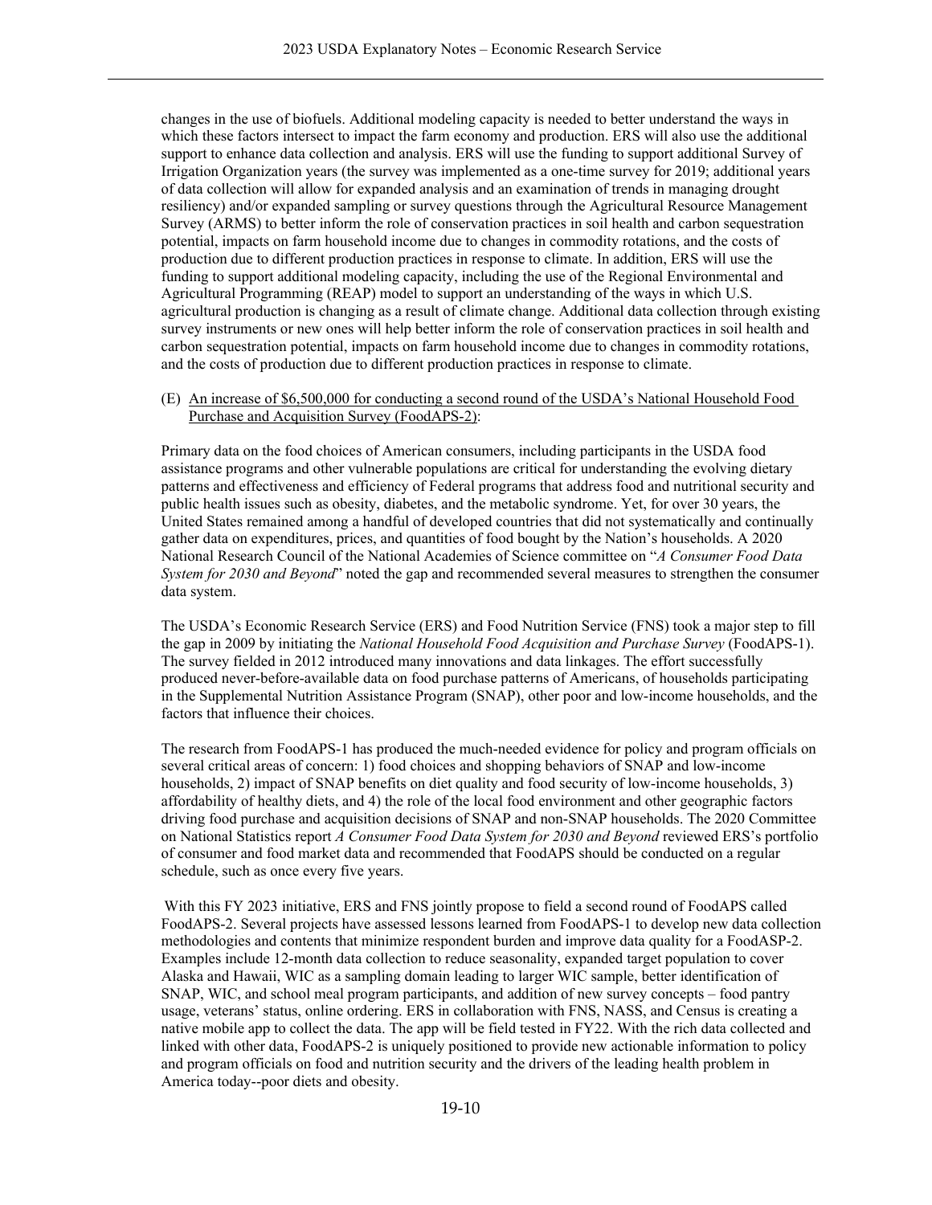changes in the use of biofuels. Additional modeling capacity is needed to better understand the ways in which these factors intersect to impact the farm economy and production. ERS will also use the additional support to enhance data collection and analysis. ERS will use the funding to support additional Survey of Irrigation Organization years (the survey was implemented as a one-time survey for 2019; additional years of data collection will allow for expanded analysis and an examination of trends in managing drought resiliency) and/or expanded sampling or survey questions through the Agricultural Resource Management Survey (ARMS) to better inform the role of conservation practices in soil health and carbon sequestration potential, impacts on farm household income due to changes in commodity rotations, and the costs of production due to different production practices in response to climate. In addition, ERS will use the funding to support additional modeling capacity, including the use of the Regional Environmental and Agricultural Programming (REAP) model to support an understanding of the ways in which U.S. agricultural production is changing as a result of climate change. Additional data collection through existing survey instruments or new ones will help better inform the role of conservation practices in soil health and carbon sequestration potential, impacts on farm household income due to changes in commodity rotations, and the costs of production due to different production practices in response to climate.

(E) An increase of $6,500,000 for conducting a second round of the USDA's National Household Food Purchase and Acquisition Survey (FoodAPS-2):

Primary data on the food choices of American consumers, including participants in the USDA food assistance programs and other vulnerable populations are critical for understanding the evolving dietary patterns and effectiveness and efficiency of Federal programs that address food and nutritional security and public health issues such as obesity, diabetes, and the metabolic syndrome. Yet, for over 30 years, the United States remained among a handful of developed countries that did not systematically and continually gather data on expenditures, prices, and quantities of food bought by the Nation's households. A 2020 National Research Council of the National Academies of Science committee on "*A Consumer Food Data System for 2030 and Beyond*" noted the gap and recommended several measures to strengthen the consumer data system.

The USDA's Economic Research Service (ERS) and Food Nutrition Service (FNS) took a major step to fill the gap in 2009 by initiating the *National Household Food Acquisition and Purchase Survey* (FoodAPS-1). The survey fielded in 2012 introduced many innovations and data linkages. The effort successfully produced never-before-available data on food purchase patterns of Americans, of households participating in the Supplemental Nutrition Assistance Program (SNAP), other poor and low-income households, and the factors that influence their choices.

The research from FoodAPS-1 has produced the much-needed evidence for policy and program officials on several critical areas of concern: 1) food choices and shopping behaviors of SNAP and low-income households, 2) impact of SNAP benefits on diet quality and food security of low-income households, 3) affordability of healthy diets, and 4) the role of the local food environment and other geographic factors driving food purchase and acquisition decisions of SNAP and non-SNAP households. The 2020 Committee on National Statistics report *A Consumer Food Data System for 2030 and Beyond* reviewed ERS's portfolio of consumer and food market data and recommended that FoodAPS should be conducted on a regular schedule, such as once every five years.

With this FY 2023 initiative, ERS and FNS jointly propose to field a second round of FoodAPS called FoodAPS-2. Several projects have assessed lessons learned from FoodAPS-1 to develop new data collection methodologies and contents that minimize respondent burden and improve data quality for a FoodASP-2. Examples include 12-month data collection to reduce seasonality, expanded target population to cover Alaska and Hawaii, WIC as a sampling domain leading to larger WIC sample, better identification of SNAP, WIC, and school meal program participants, and addition of new survey concepts – food pantry usage, veterans' status, online ordering. ERS in collaboration with FNS, NASS, and Census is creating a native mobile app to collect the data. The app will be field tested in FY22. With the rich data collected and linked with other data, FoodAPS-2 is uniquely positioned to provide new actionable information to policy and program officials on food and nutrition security and the drivers of the leading health problem in America today--poor diets and obesity.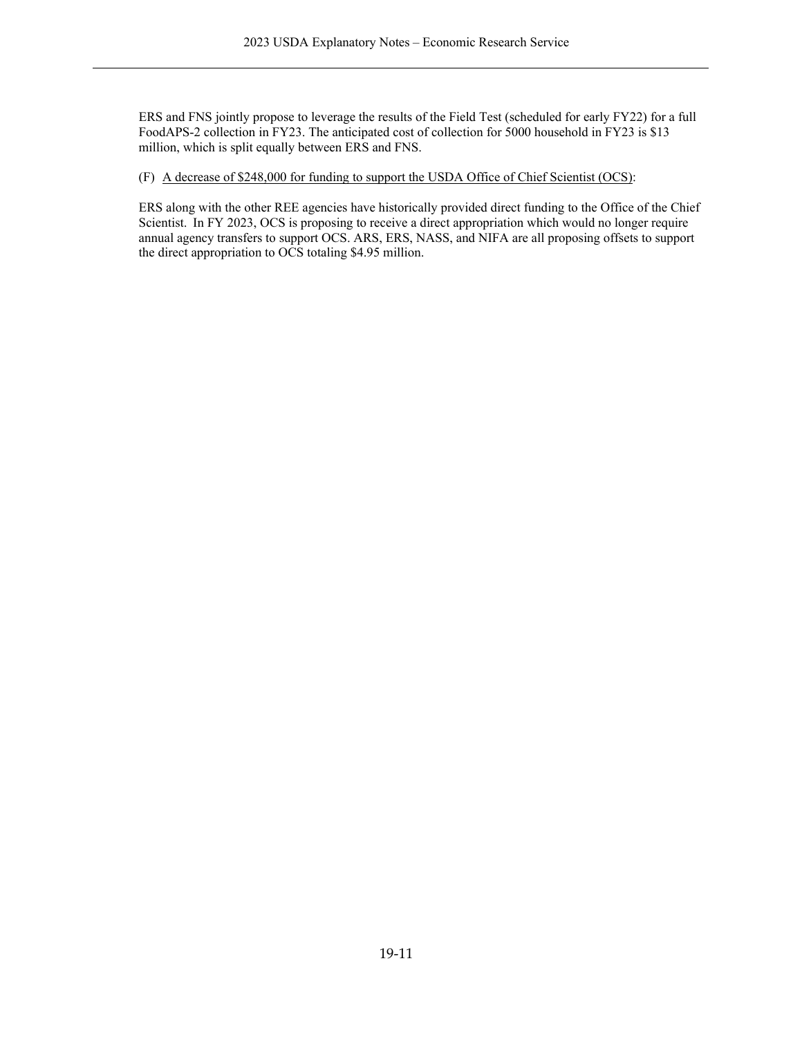ERS and FNS jointly propose to leverage the results of the Field Test (scheduled for early FY22) for a full FoodAPS-2 collection in FY23. The anticipated cost of collection for 5000 household in FY23 is $13 million, which is split equally between ERS and FNS.

(F) <u>A decrease of $248,000 for funding to support the USDA Office of Chief Scientist (OCS)</u>:

ERS along with the other REE agencies have historically provided direct funding to the Office of the Chief Scientist. In FY 2023, OCS is proposing to receive a direct appropriation which would no longer require annual agency transfers to support OCS. ARS, ERS, NASS, and NIFA are all proposing offsets to support the direct appropriation to OCS totaling $4.95 million.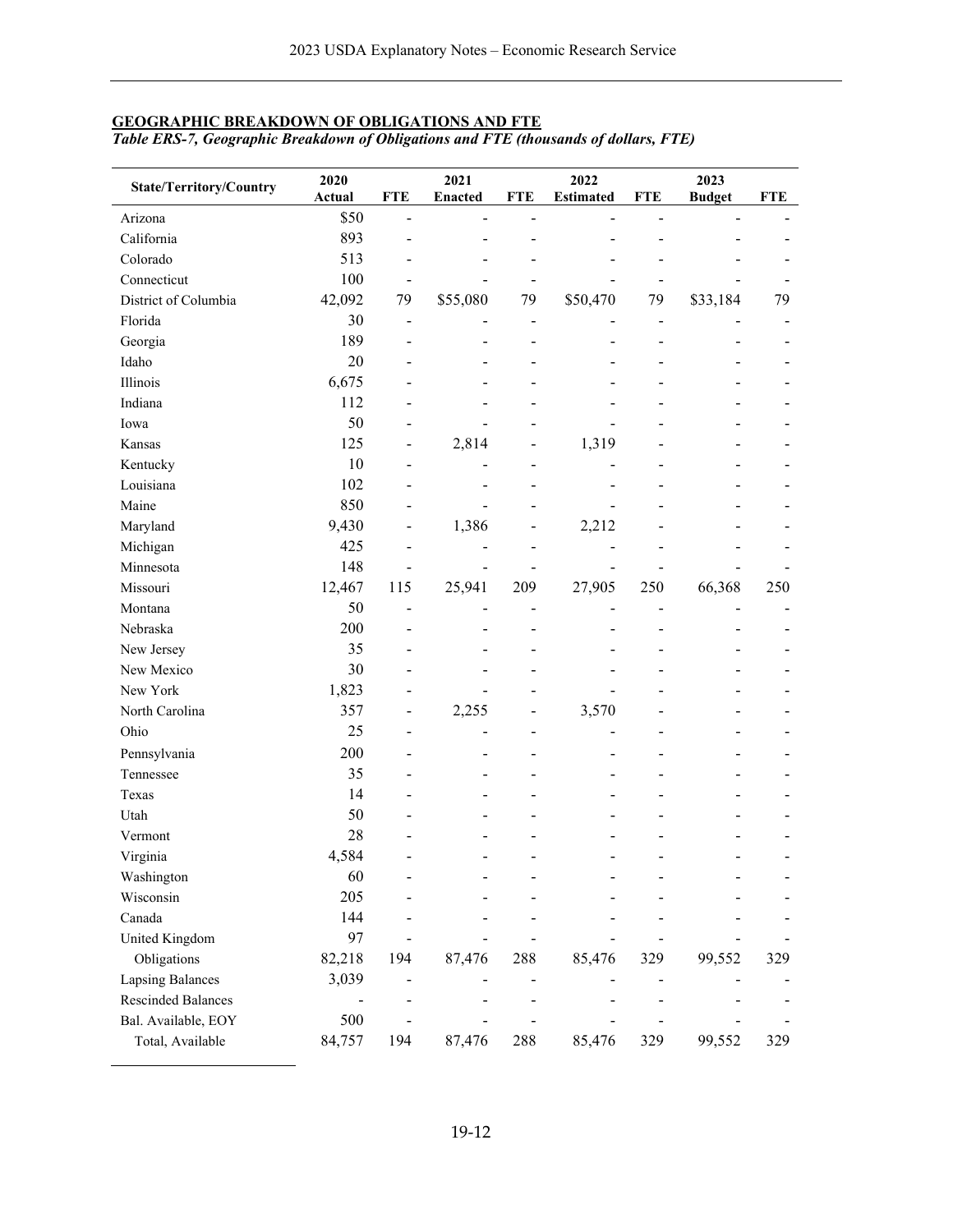## GEOGRAPHIC BREAKDOWN OF OBLIGATIONS AND FTE

*Table ERS-7, Geographic Breakdown of Obligations and FTE (thousands of dollars, FTE)*

| State/Territory/Country | 2020 Actual | FTE | 2021 Enacted | FTE | 2022 Estimated | FTE | 2023 Budget | FTE |
|---|---|---|---|---|---|---|---|---|
| Arizona | $50 | - | - | - | - | - | - | - |
| California | 893 | - | - | - | - | - | - | - |
| Colorado | 513 | - | - | - | - | - | - | - |
| Connecticut | 100 | - | - | - | - | - | - | - |
| District of Columbia | 42,092 | 79 | $55,080 | 79 | $50,470 | 79 | $33,184 | 79 |
| Florida | 30 | - | - | - | - | - | - | - |
| Georgia | 189 | - | - | - | - | - | - | - |
| Idaho | 20 | - | - | - | - | - | - | - |
| Illinois | 6,675 | - | - | - | - | - | - | - |
| Indiana | 112 | - | - | - | - | - | - | - |
| Iowa | 50 | - | - | - | - | - | - | - |
| Kansas | 125 | - | 2,814 | - | 1,319 | - | - | - |
| Kentucky | 10 | - | - | - | - | - | - | - |
| Louisiana | 102 | - | - | - | - | - | - | - |
| Maine | 850 | - | - | - | - | - | - | - |
| Maryland | 9,430 | - | 1,386 | - | 2,212 | - | - | - |
| Michigan | 425 | - | - | - | - | - | - | - |
| Minnesota | 148 | - | - | - | - | - | - | - |
| Missouri | 12,467 | 115 | 25,941 | 209 | 27,905 | 250 | 66,368 | 250 |
| Montana | 50 | - | - | - | - | - | - | - |
| Nebraska | 200 | - | - | - | - | - | - | - |
| New Jersey | 35 | - | - | - | - | - | - | - |
| New Mexico | 30 | - | - | - | - | - | - | - |
| New York | 1,823 | - | - | - | - | - | - | - |
| North Carolina | 357 | - | 2,255 | - | 3,570 | - | - | - |
| Ohio | 25 | - | - | - | - | - | - | - |
| Pennsylvania | 200 | - | - | - | - | - | - | - |
| Tennessee | 35 | - | - | - | - | - | - | - |
| Texas | 14 | - | - | - | - | - | - | - |
| Utah | 50 | - | - | - | - | - | - | - |
| Vermont | 28 | - | - | - | - | - | - | - |
| Virginia | 4,584 | - | - | - | - | - | - | - |
| Washington | 60 | - | - | - | - | - | - | - |
| Wisconsin | 205 | - | - | - | - | - | - | - |
| Canada | 144 | - | - | - | - | - | - | - |
| United Kingdom | 97 | - | - | - | - | - | - | - |
| Obligations | 82,218 | 194 | 87,476 | 288 | 85,476 | 329 | 99,552 | 329 |
| Lapsing Balances | 3,039 | - | - | - | - | - | - | - |
| Rescinded Balances | - | - | - | - | - | - | - | - |
| Bal. Available, EOY | 500 | - | - | - | - | - | - | - |
| Total, Available | 84,757 | 194 | 87,476 | 288 | 85,476 | 329 | 99,552 | 329 |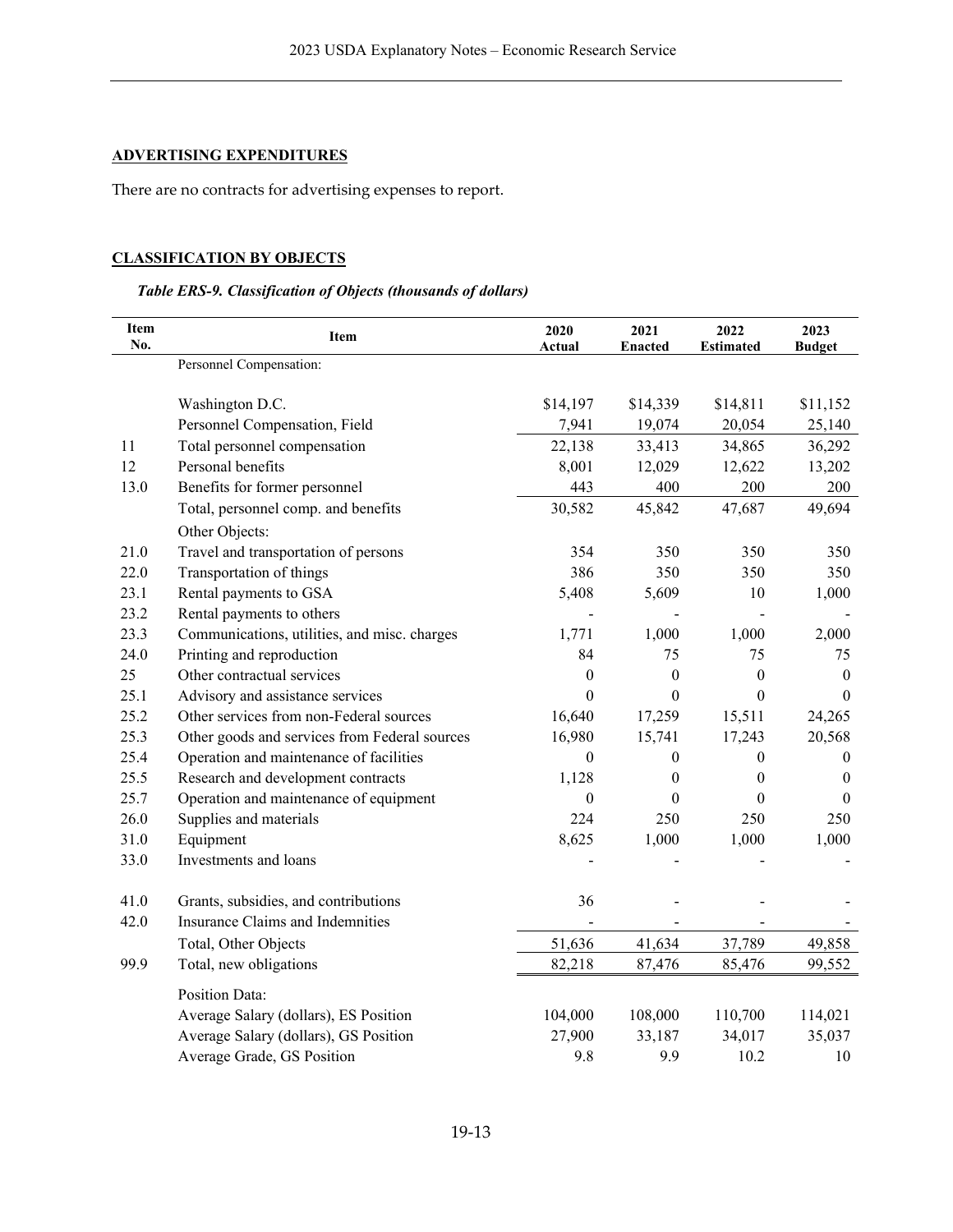## ADVERTISING EXPENDITURES

There are no contracts for advertising expenses to report.

## CLASSIFICATION BY OBJECTS

*Table ERS-9. Classification of Objects (thousands of dollars)*

| Item No. | Item | 2020 Actual | 2021 Enacted | 2022 Estimated | 2023 Budget |
|---|---|---|---|---|---|
| | Personnel Compensation: | | | | |
| | Washington D.C. | $14,197 | $14,339 | $14,811 | $11,152 |
| | Personnel Compensation, Field | 7,941 | 19,074 | 20,054 | 25,140 |
| 11 | Total personnel compensation | 22,138 | 33,413 | 34,865 | 36,292 |
| 12 | Personal benefits | 8,001 | 12,029 | 12,622 | 13,202 |
| 13.0 | Benefits for former personnel | 443 | 400 | 200 | 200 |
| | Total, personnel comp. and benefits | 30,582 | 45,842 | 47,687 | 49,694 |
| | Other Objects: | | | | |
| 21.0 | Travel and transportation of persons | 354 | 350 | 350 | 350 |
| 22.0 | Transportation of things | 386 | 350 | 350 | 350 |
| 23.1 | Rental payments to GSA | 5,408 | 5,609 | 10 | 1,000 |
| 23.2 | Rental payments to others | - | - | - | - |
| 23.3 | Communications, utilities, and misc. charges | 1,771 | 1,000 | 1,000 | 2,000 |
| 24.0 | Printing and reproduction | 84 | 75 | 75 | 75 |
| 25 | Other contractual services | 0 | 0 | 0 | 0 |
| 25.1 | Advisory and assistance services | 0 | 0 | 0 | 0 |
| 25.2 | Other services from non-Federal sources | 16,640 | 17,259 | 15,511 | 24,265 |
| 25.3 | Other goods and services from Federal sources | 16,980 | 15,741 | 17,243 | 20,568 |
| 25.4 | Operation and maintenance of facilities | 0 | 0 | 0 | 0 |
| 25.5 | Research and development contracts | 1,128 | 0 | 0 | 0 |
| 25.7 | Operation and maintenance of equipment | 0 | 0 | 0 | 0 |
| 26.0 | Supplies and materials | 224 | 250 | 250 | 250 |
| 31.0 | Equipment | 8,625 | 1,000 | 1,000 | 1,000 |
| 33.0 | Investments and loans | - | - | - | - |
| 41.0 | Grants, subsidies, and contributions | 36 | - | - | - |
| 42.0 | Insurance Claims and Indemnities | - | - | - | - |
| | Total, Other Objects | 51,636 | 41,634 | 37,789 | 49,858 |
| 99.9 | Total, new obligations | 82,218 | 87,476 | 85,476 | 99,552 |
| | Position Data: | | | | |
| | Average Salary (dollars), ES Position | 104,000 | 108,000 | 110,700 | 114,021 |
| | Average Salary (dollars), GS Position | 27,900 | 33,187 | 34,017 | 35,037 |
| | Average Grade, GS Position | 9.8 | 9.9 | 10.2 | 10 |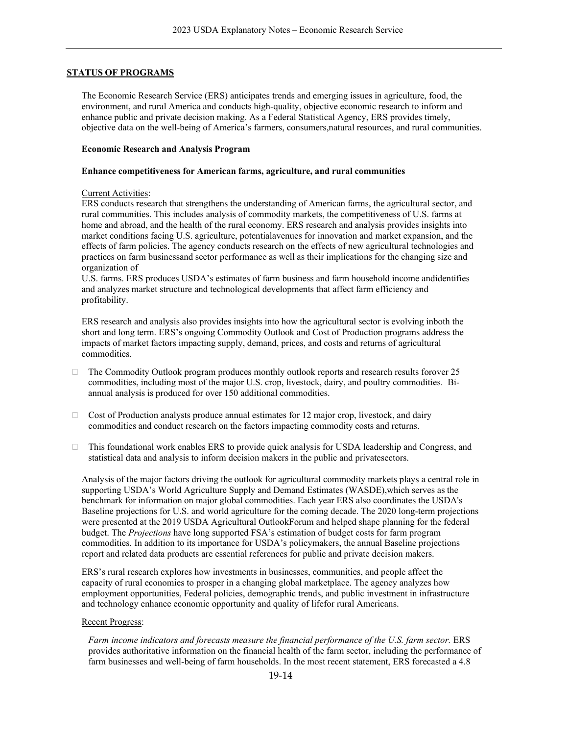## STATUS OF PROGRAMS

The Economic Research Service (ERS) anticipates trends and emerging issues in agriculture, food, the environment, and rural America and conducts high-quality, objective economic research to inform and enhance public and private decision making. As a Federal Statistical Agency, ERS provides timely, objective data on the well-being of America's farmers, consumers,natural resources, and rural communities.

### Economic Research and Analysis Program

#### Enhance competitiveness for American farms, agriculture, and rural communities

Current Activities:

ERS conducts research that strengthens the understanding of American farms, the agricultural sector, and rural communities. This includes analysis of commodity markets, the competitiveness of U.S. farms at home and abroad, and the health of the rural economy. ERS research and analysis provides insights into market conditions facing U.S. agriculture, potentialavenues for innovation and market expansion, and the effects of farm policies. The agency conducts research on the effects of new agricultural technologies and practices on farm businessand sector performance as well as their implications for the changing size and organization of U.S. farms. ERS produces USDA's estimates of farm business and farm household income andidentifies and analyzes market structure and technological developments that affect farm efficiency and profitability.

ERS research and analysis also provides insights into how the agricultural sector is evolving inboth the short and long term. ERS's ongoing Commodity Outlook and Cost of Production programs address the impacts of market factors impacting supply, demand, prices, and costs and returns of agricultural commodities.

- The Commodity Outlook program produces monthly outlook reports and research results forover 25 commodities, including most of the major U.S. crop, livestock, dairy, and poultry commodities. Bi-annual analysis is produced for over 150 additional commodities.
- Cost of Production analysts produce annual estimates for 12 major crop, livestock, and dairy commodities and conduct research on the factors impacting commodity costs and returns.
- This foundational work enables ERS to provide quick analysis for USDA leadership and Congress, and statistical data and analysis to inform decision makers in the public and privatesectors.

Analysis of the major factors driving the outlook for agricultural commodity markets plays a central role in supporting USDA's World Agriculture Supply and Demand Estimates (WASDE),which serves as the benchmark for information on major global commodities. Each year ERS also coordinates the USDA's Baseline projections for U.S. and world agriculture for the coming decade. The 2020 long-term projections were presented at the 2019 USDA Agricultural OutlookForum and helped shape planning for the federal budget. The *Projections* have long supported FSA's estimation of budget costs for farm program commodities. In addition to its importance for USDA's policymakers, the annual Baseline projections report and related data products are essential references for public and private decision makers.

ERS's rural research explores how investments in businesses, communities, and people affect the capacity of rural economies to prosper in a changing global marketplace. The agency analyzes how employment opportunities, Federal policies, demographic trends, and public investment in infrastructure and technology enhance economic opportunity and quality of lifefor rural Americans.

Recent Progress:

*Farm income indicators and forecasts measure the financial performance of the U.S. farm sector.* ERS provides authoritative information on the financial health of the farm sector, including the performance of farm businesses and well-being of farm households. In the most recent statement, ERS forecasted a 4.8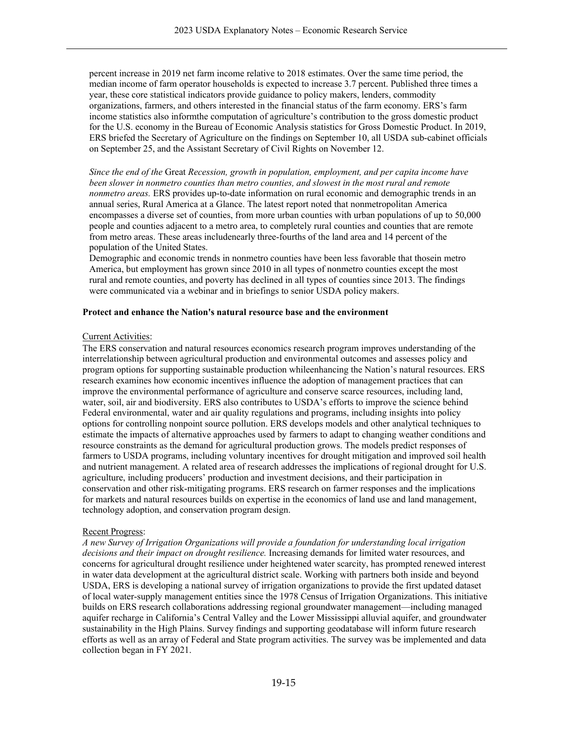percent increase in 2019 net farm income relative to 2018 estimates. Over the same time period, the median income of farm operator households is expected to increase 3.7 percent. Published three times a year, these core statistical indicators provide guidance to policy makers, lenders, commodity organizations, farmers, and others interested in the financial status of the farm economy. ERS's farm income statistics also informthe computation of agriculture's contribution to the gross domestic product for the U.S. economy in the Bureau of Economic Analysis statistics for Gross Domestic Product. In 2019, ERS briefed the Secretary of Agriculture on the findings on September 10, all USDA sub-cabinet officials on September 25, and the Assistant Secretary of Civil Rights on November 12.

*Since the end of the* Great *Recession, growth in population, employment, and per capita income have been slower in nonmetro counties than metro counties, and slowest in the most rural and remote nonmetro areas.* ERS provides up-to-date information on rural economic and demographic trends in an annual series, Rural America at a Glance. The latest report noted that nonmetropolitan America encompasses a diverse set of counties, from more urban counties with urban populations of up to 50,000 people and counties adjacent to a metro area, to completely rural counties and counties that are remote from metro areas. These areas includenearly three-fourths of the land area and 14 percent of the population of the United States.
Demographic and economic trends in nonmetro counties have been less favorable that thosein metro America, but employment has grown since 2010 in all types of nonmetro counties except the most rural and remote counties, and poverty has declined in all types of counties since 2013. The findings were communicated via a webinar and in briefings to senior USDA policy makers.

**Protect and enhance the Nation's natural resource base and the environment**

Current Activities:

The ERS conservation and natural resources economics research program improves understanding of the interrelationship between agricultural production and environmental outcomes and assesses policy and program options for supporting sustainable production whileenhancing the Nation's natural resources. ERS research examines how economic incentives influence the adoption of management practices that can improve the environmental performance of agriculture and conserve scarce resources, including land, water, soil, air and biodiversity. ERS also contributes to USDA's efforts to improve the science behind Federal environmental, water and air quality regulations and programs, including insights into policy options for controlling nonpoint source pollution. ERS develops models and other analytical techniques to estimate the impacts of alternative approaches used by farmers to adapt to changing weather conditions and resource constraints as the demand for agricultural production grows. The models predict responses of farmers to USDA programs, including voluntary incentives for drought mitigation and improved soil health and nutrient management. A related area of research addresses the implications of regional drought for U.S. agriculture, including producers' production and investment decisions, and their participation in conservation and other risk-mitigating programs. ERS research on farmer responses and the implications for markets and natural resources builds on expertise in the economics of land use and land management, technology adoption, and conservation program design.

Recent Progress:

*A new Survey of Irrigation Organizations will provide a foundation for understanding local irrigation decisions and their impact on drought resilience.* Increasing demands for limited water resources, and concerns for agricultural drought resilience under heightened water scarcity, has prompted renewed interest in water data development at the agricultural district scale. Working with partners both inside and beyond USDA, ERS is developing a national survey of irrigation organizations to provide the first updated dataset of local water-supply management entities since the 1978 Census of Irrigation Organizations. This initiative builds on ERS research collaborations addressing regional groundwater management—including managed aquifer recharge in California's Central Valley and the Lower Mississippi alluvial aquifer, and groundwater sustainability in the High Plains. Survey findings and supporting geodatabase will inform future research efforts as well as an array of Federal and State program activities. The survey was be implemented and data collection began in FY 2021.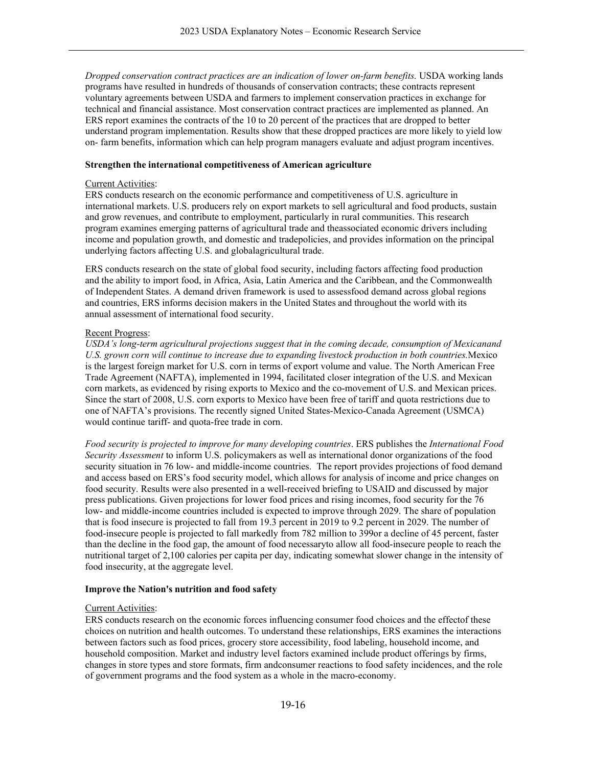*Dropped conservation contract practices are an indication of lower on-farm benefits.* USDA working lands programs have resulted in hundreds of thousands of conservation contracts; these contracts represent voluntary agreements between USDA and farmers to implement conservation practices in exchange for technical and financial assistance. Most conservation contract practices are implemented as planned. An ERS report examines the contracts of the 10 to 20 percent of the practices that are dropped to better understand program implementation. Results show that these dropped practices are more likely to yield low on- farm benefits, information which can help program managers evaluate and adjust program incentives.

**Strengthen the international competitiveness of American agriculture**

Current Activities:
ERS conducts research on the economic performance and competitiveness of U.S. agriculture in international markets. U.S. producers rely on export markets to sell agricultural and food products, sustain and grow revenues, and contribute to employment, particularly in rural communities. This research program examines emerging patterns of agricultural trade and theassociated economic drivers including income and population growth, and domestic and tradepolicies, and provides information on the principal underlying factors affecting U.S. and globalagricultural trade.

ERS conducts research on the state of global food security, including factors affecting food production and the ability to import food, in Africa, Asia, Latin America and the Caribbean, and the Commonwealth of Independent States. A demand driven framework is used to assessfood demand across global regions and countries, ERS informs decision makers in the United States and throughout the world with its annual assessment of international food security.

Recent Progress:
*USDA's long-term agricultural projections suggest that in the coming decade, consumption of Mexicanand U.S. grown corn will continue to increase due to expanding livestock production in both countries.*Mexico is the largest foreign market for U.S. corn in terms of export volume and value. The North American Free Trade Agreement (NAFTA), implemented in 1994, facilitated closer integration of the U.S. and Mexican corn markets, as evidenced by rising exports to Mexico and the co-movement of U.S. and Mexican prices. Since the start of 2008, U.S. corn exports to Mexico have been free of tariff and quota restrictions due to one of NAFTA's provisions. The recently signed United States-Mexico-Canada Agreement (USMCA) would continue tariff- and quota-free trade in corn.

*Food security is projected to improve for many developing countries*. ERS publishes the *International Food Security Assessment* to inform U.S. policymakers as well as international donor organizations of the food security situation in 76 low- and middle-income countries. The report provides projections of food demand and access based on ERS's food security model, which allows for analysis of income and price changes on food security. Results were also presented in a well-received briefing to USAID and discussed by major press publications. Given projections for lower food prices and rising incomes, food security for the 76 low- and middle-income countries included is expected to improve through 2029. The share of population that is food insecure is projected to fall from 19.3 percent in 2019 to 9.2 percent in 2029. The number of food-insecure people is projected to fall markedly from 782 million to 399or a decline of 45 percent, faster than the decline in the food gap, the amount of food necessaryto allow all food-insecure people to reach the nutritional target of 2,100 calories per capita per day, indicating somewhat slower change in the intensity of food insecurity, at the aggregate level.

**Improve the Nation's nutrition and food safety**

Current Activities:
ERS conducts research on the economic forces influencing consumer food choices and the effectof these choices on nutrition and health outcomes. To understand these relationships, ERS examines the interactions between factors such as food prices, grocery store accessibility, food labeling, household income, and household composition. Market and industry level factors examined include product offerings by firms, changes in store types and store formats, firm andconsumer reactions to food safety incidences, and the role of government programs and the food system as a whole in the macro-economy.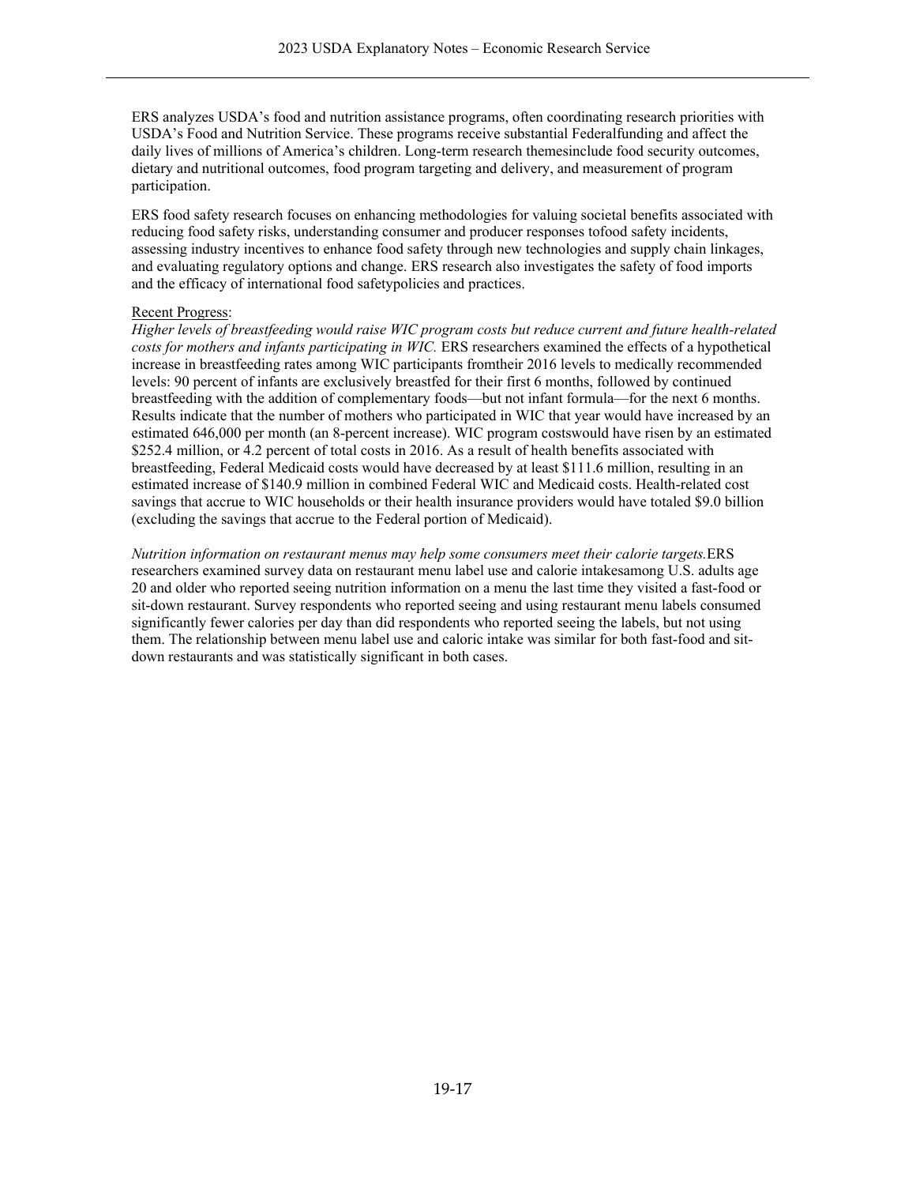ERS analyzes USDA's food and nutrition assistance programs, often coordinating research priorities with USDA's Food and Nutrition Service. These programs receive substantial Federalfunding and affect the daily lives of millions of America's children. Long-term research themesinclude food security outcomes, dietary and nutritional outcomes, food program targeting and delivery, and measurement of program participation.

ERS food safety research focuses on enhancing methodologies for valuing societal benefits associated with reducing food safety risks, understanding consumer and producer responses tofood safety incidents, assessing industry incentives to enhance food safety through new technologies and supply chain linkages, and evaluating regulatory options and change. ERS research also investigates the safety of food imports and the efficacy of international food safetypolicies and practices.

<u>Recent Progress</u>:
*Higher levels of breastfeeding would raise WIC program costs but reduce current and future health-related costs for mothers and infants participating in WIC.* ERS researchers examined the effects of a hypothetical increase in breastfeeding rates among WIC participants fromtheir 2016 levels to medically recommended levels: 90 percent of infants are exclusively breastfed for their first 6 months, followed by continued breastfeeding with the addition of complementary foods—but not infant formula—for the next 6 months. Results indicate that the number of mothers who participated in WIC that year would have increased by an estimated 646,000 per month (an 8-percent increase). WIC program costswould have risen by an estimated $252.4 million, or 4.2 percent of total costs in 2016. As a result of health benefits associated with breastfeeding, Federal Medicaid costs would have decreased by at least $111.6 million, resulting in an estimated increase of $140.9 million in combined Federal WIC and Medicaid costs. Health-related cost savings that accrue to WIC households or their health insurance providers would have totaled $9.0 billion (excluding the savings that accrue to the Federal portion of Medicaid).

*Nutrition information on restaurant menus may help some consumers meet their calorie targets.*ERS researchers examined survey data on restaurant menu label use and calorie intakesamong U.S. adults age 20 and older who reported seeing nutrition information on a menu the last time they visited a fast-food or sit-down restaurant. Survey respondents who reported seeing and using restaurant menu labels consumed significantly fewer calories per day than did respondents who reported seeing the labels, but not using them. The relationship between menu label use and caloric intake was similar for both fast-food and sit-down restaurants and was statistically significant in both cases.